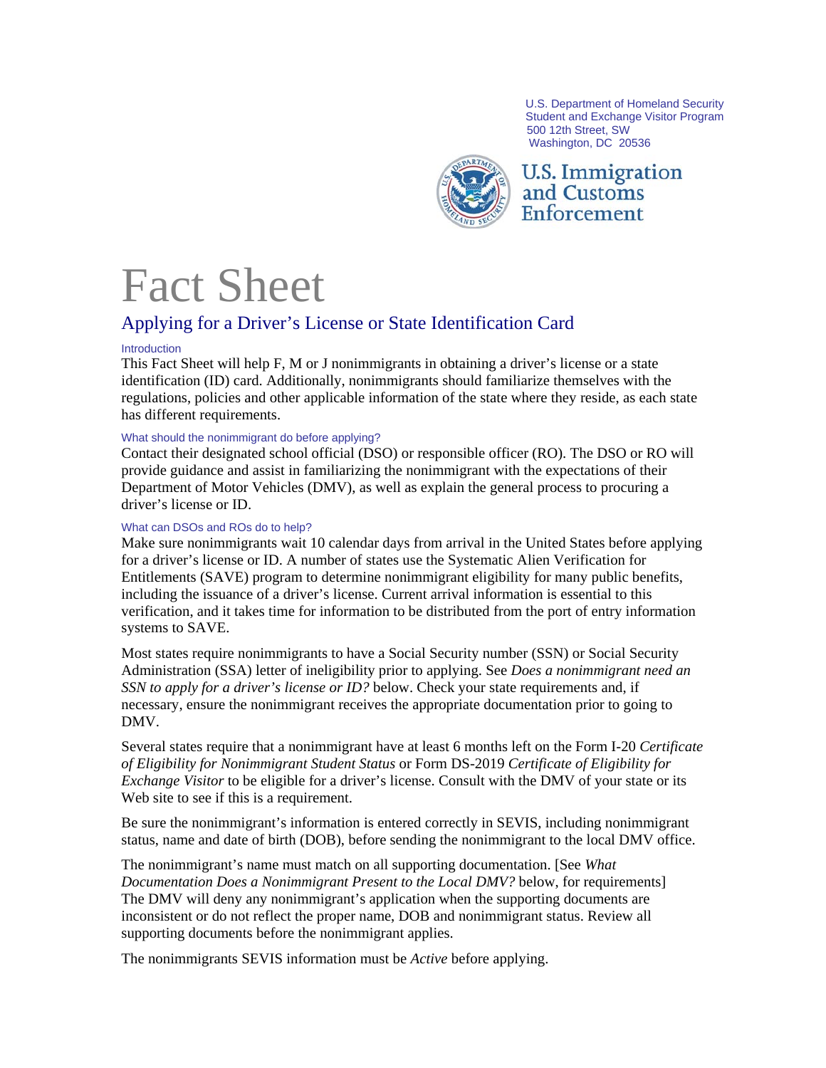U.S. Department of Homeland Security
Student and Exchange Visitor Program
500 12th Street, SW
Washington, DC 20536

U.S. Immigration and Customs Enforcement

# Fact Sheet

## Applying for a Driver's License or State Identification Card

### Introduction

This Fact Sheet will help F, M or J nonimmigrants in obtaining a driver's license or a state identification (ID) card. Additionally, nonimmigrants should familiarize themselves with the regulations, policies and other applicable information of the state where they reside, as each state has different requirements.

### What should the nonimmigrant do before applying?

Contact their designated school official (DSO) or responsible officer (RO). The DSO or RO will provide guidance and assist in familiarizing the nonimmigrant with the expectations of their Department of Motor Vehicles (DMV), as well as explain the general process to procuring a driver's license or ID.

### What can DSOs and ROs do to help?

Make sure nonimmigrants wait 10 calendar days from arrival in the United States before applying for a driver's license or ID. A number of states use the Systematic Alien Verification for Entitlements (SAVE) program to determine nonimmigrant eligibility for many public benefits, including the issuance of a driver's license. Current arrival information is essential to this verification, and it takes time for information to be distributed from the port of entry information systems to SAVE.

Most states require nonimmigrants to have a Social Security number (SSN) or Social Security Administration (SSA) letter of ineligibility prior to applying. See *Does a nonimmigrant need an SSN to apply for a driver's license or ID?* below. Check your state requirements and, if necessary, ensure the nonimmigrant receives the appropriate documentation prior to going to DMV.

Several states require that a nonimmigrant have at least 6 months left on the Form I-20 *Certificate of Eligibility for Nonimmigrant Student Status* or Form DS-2019 *Certificate of Eligibility for Exchange Visitor* to be eligible for a driver's license. Consult with the DMV of your state or its Web site to see if this is a requirement.

Be sure the nonimmigrant's information is entered correctly in SEVIS, including nonimmigrant status, name and date of birth (DOB), before sending the nonimmigrant to the local DMV office.

The nonimmigrant's name must match on all supporting documentation. [See *What Documentation Does a Nonimmigrant Present to the Local DMV?* below, for requirements] The DMV will deny any nonimmigrant's application when the supporting documents are inconsistent or do not reflect the proper name, DOB and nonimmigrant status. Review all supporting documents before the nonimmigrant applies.

The nonimmigrants SEVIS information must be *Active* before applying.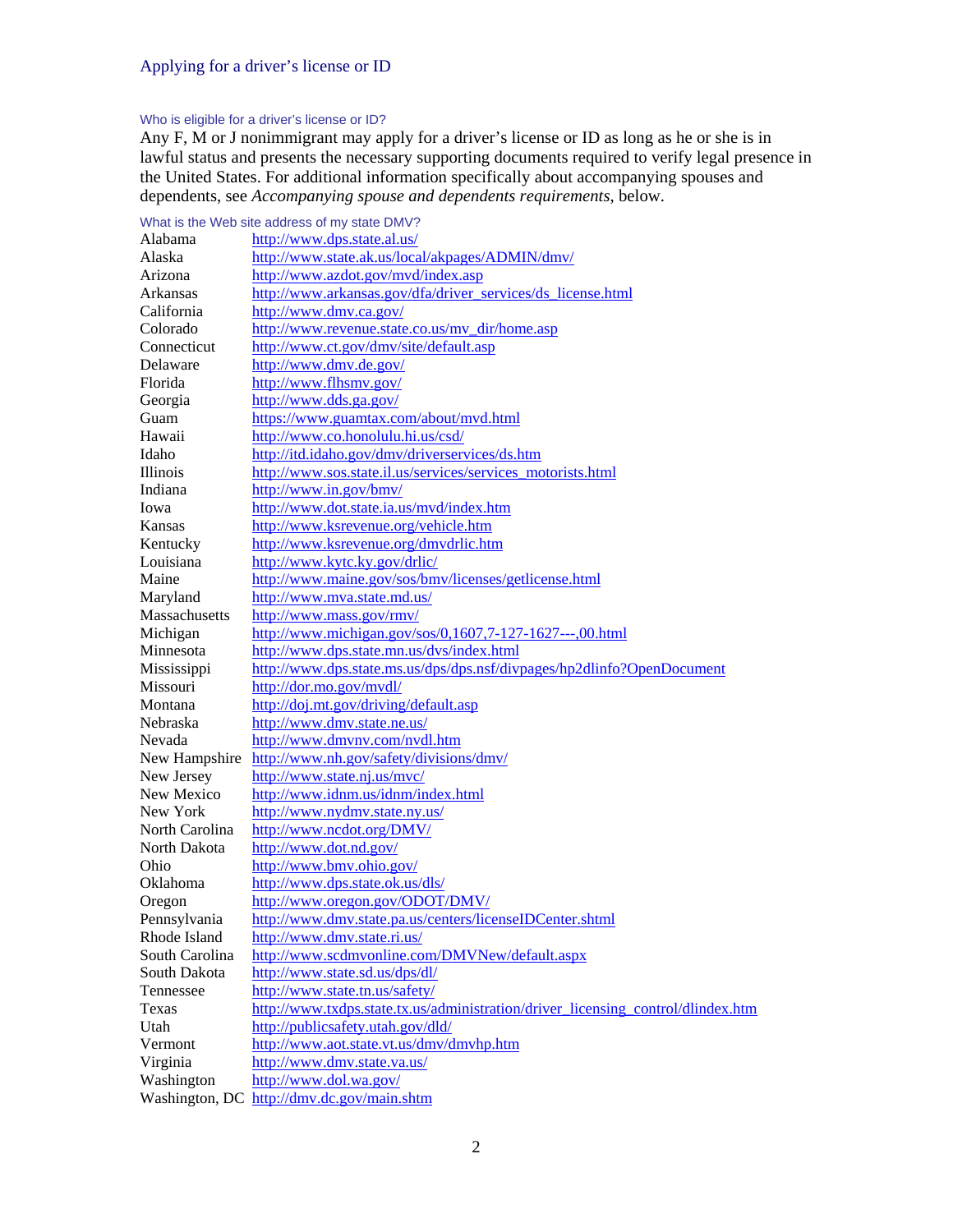## Applying for a driver's license or ID

### Who is eligible for a driver's license or ID?

Any F, M or J nonimmigrant may apply for a driver's license or ID as long as he or she is in lawful status and presents the necessary supporting documents required to verify legal presence in the United States. For additional information specifically about accompanying spouses and dependents, see *Accompanying spouse and dependents requirements*, below.

### What is the Web site address of my state DMV?

| | |
|---|---|
| Alabama | http://www.dps.state.al.us/ |
| Alaska | http://www.state.ak.us/local/akpages/ADMIN/dmv/ |
| Arizona | http://www.azdot.gov/mvd/index.asp |
| Arkansas | http://www.arkansas.gov/dfa/driver_services/ds_license.html |
| California | http://www.dmv.ca.gov/ |
| Colorado | http://www.revenue.state.co.us/mv_dir/home.asp |
| Connecticut | http://www.ct.gov/dmv/site/default.asp |
| Delaware | http://www.dmv.de.gov/ |
| Florida | http://www.flhsmv.gov/ |
| Georgia | http://www.dds.ga.gov/ |
| Guam | https://www.guamtax.com/about/mvd.html |
| Hawaii | http://www.co.honolulu.hi.us/csd/ |
| Idaho | http://itd.idaho.gov/dmv/driverservices/ds.htm |
| Illinois | http://www.sos.state.il.us/services/services_motorists.html |
| Indiana | http://www.in.gov/bmv/ |
| Iowa | http://www.dot.state.ia.us/mvd/index.htm |
| Kansas | http://www.ksrevenue.org/vehicle.htm |
| Kentucky | http://www.ksrevenue.org/dmvdrlic.htm |
| Louisiana | http://www.kytc.ky.gov/drlic/ |
| Maine | http://www.maine.gov/sos/bmv/licenses/getlicense.html |
| Maryland | http://www.mva.state.md.us/ |
| Massachusetts | http://www.mass.gov/rmv/ |
| Michigan | http://www.michigan.gov/sos/0,1607,7-127-1627---,00.html |
| Minnesota | http://www.dps.state.mn.us/dvs/index.html |
| Mississippi | http://www.dps.state.ms.us/dps/dps.nsf/divpages/hp2dlinfo?OpenDocument |
| Missouri | http://dor.mo.gov/mvdl/ |
| Montana | http://doj.mt.gov/driving/default.asp |
| Nebraska | http://www.dmv.state.ne.us/ |
| Nevada | http://www.dmvnv.com/nvdl.htm |
| New Hampshire | http://www.nh.gov/safety/divisions/dmv/ |
| New Jersey | http://www.state.nj.us/mvc/ |
| New Mexico | http://www.idnm.us/idnm/index.html |
| New York | http://www.nydmv.state.ny.us/ |
| North Carolina | http://www.ncdot.org/DMV/ |
| North Dakota | http://www.dot.nd.gov/ |
| Ohio | http://www.bmv.ohio.gov/ |
| Oklahoma | http://www.dps.state.ok.us/dls/ |
| Oregon | http://www.oregon.gov/ODOT/DMV/ |
| Pennsylvania | http://www.dmv.state.pa.us/centers/licenseIDCenter.shtml |
| Rhode Island | http://www.dmv.state.ri.us/ |
| South Carolina | http://www.scdmvonline.com/DMVNew/default.aspx |
| South Dakota | http://www.state.sd.us/dps/dl/ |
| Tennessee | http://www.state.tn.us/safety/ |
| Texas | http://www.txdps.state.tx.us/administration/driver_licensing_control/dlindex.htm |
| Utah | http://publicsafety.utah.gov/dld/ |
| Vermont | http://www.aot.state.vt.us/dmv/dmvhp.htm |
| Virginia | http://www.dmv.state.va.us/ |
| Washington | http://www.dol.wa.gov/ |
| Washington, DC | http://dmv.dc.gov/main.shtm |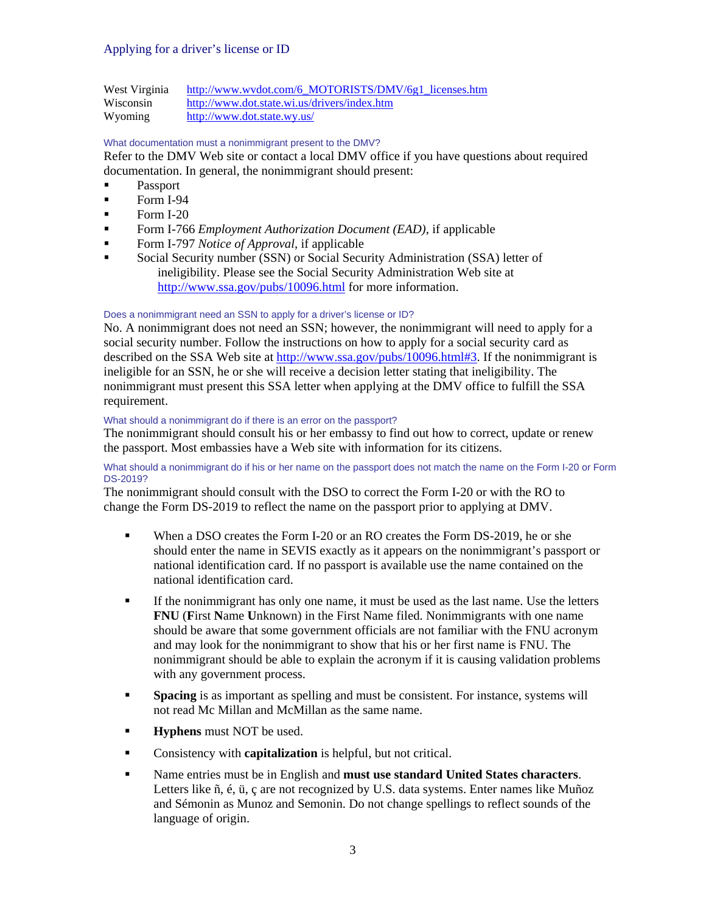| | |
|---|---|
| West Virginia | http://www.wvdot.com/6_MOTORISTS/DMV/6g1_licenses.htm |
| Wisconsin | http://www.dot.state.wi.us/drivers/index.htm |
| Wyoming | http://www.dot.state.wy.us/ |

### What documentation must a nonimmigrant present to the DMV?

Refer to the DMV Web site or contact a local DMV office if you have questions about required documentation. In general, the nonimmigrant should present:

- Passport
- Form I-94
- Form I-20
- Form I-766 *Employment Authorization Document (EAD)*, if applicable
- Form I-797 *Notice of Approval*, if applicable
- Social Security number (SSN) or Social Security Administration (SSA) letter of ineligibility. Please see the Social Security Administration Web site at http://www.ssa.gov/pubs/10096.html for more information.

### Does a nonimmigrant need an SSN to apply for a driver's license or ID?

No. A nonimmigrant does not need an SSN; however, the nonimmigrant will need to apply for a social security number. Follow the instructions on how to apply for a social security card as described on the SSA Web site at http://www.ssa.gov/pubs/10096.html#3. If the nonimmigrant is ineligible for an SSN, he or she will receive a decision letter stating that ineligibility. The nonimmigrant must present this SSA letter when applying at the DMV office to fulfill the SSA requirement.

### What should a nonimmigrant do if there is an error on the passport?

The nonimmigrant should consult his or her embassy to find out how to correct, update or renew the passport. Most embassies have a Web site with information for its citizens.

### What should a nonimmigrant do if his or her name on the passport does not match the name on the Form I-20 or Form DS-2019?

The nonimmigrant should consult with the DSO to correct the Form I-20 or with the RO to change the Form DS-2019 to reflect the name on the passport prior to applying at DMV.

- When a DSO creates the Form I-20 or an RO creates the Form DS-2019, he or she should enter the name in SEVIS exactly as it appears on the nonimmigrant's passport or national identification card. If no passport is available use the name contained on the national identification card.
- If the nonimmigrant has only one name, it must be used as the last name. Use the letters **FNU** (**F**irst **N**ame **U**nknown) in the First Name filed. Nonimmigrants with one name should be aware that some government officials are not familiar with the FNU acronym and may look for the nonimmigrant to show that his or her first name is FNU. The nonimmigrant should be able to explain the acronym if it is causing validation problems with any government process.
- **Spacing** is as important as spelling and must be consistent. For instance, systems will not read Mc Millan and McMillan as the same name.
- **Hyphens** must NOT be used.
- Consistency with **capitalization** is helpful, but not critical.
- Name entries must be in English and **must use standard United States characters**. Letters like ñ, é, ü, ç are not recognized by U.S. data systems. Enter names like Muñoz and Sémonin as Munoz and Semonin. Do not change spellings to reflect sounds of the language of origin.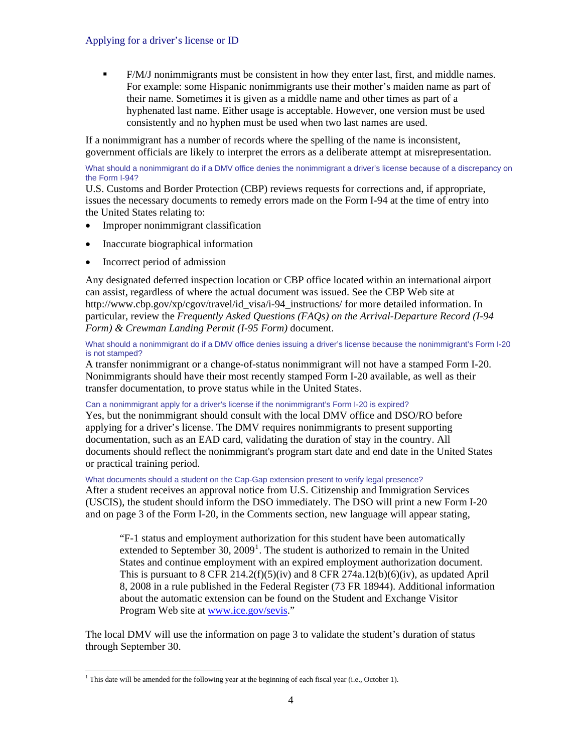- F/M/J nonimmigrants must be consistent in how they enter last, first, and middle names. For example: some Hispanic nonimmigrants use their mother's maiden name as part of their name. Sometimes it is given as a middle name and other times as part of a hyphenated last name. Either usage is acceptable. However, one version must be used consistently and no hyphen must be used when two last names are used.

If a nonimmigrant has a number of records where the spelling of the name is inconsistent, government officials are likely to interpret the errors as a deliberate attempt at misrepresentation.

### What should a nonimmigrant do if a DMV office denies the nonimmigrant a driver's license because of a discrepancy on the Form I-94?

U.S. Customs and Border Protection (CBP) reviews requests for corrections and, if appropriate, issues the necessary documents to remedy errors made on the Form I-94 at the time of entry into the United States relating to:

- Improper nonimmigrant classification
- Inaccurate biographical information
- Incorrect period of admission

Any designated deferred inspection location or CBP office located within an international airport can assist, regardless of where the actual document was issued. See the CBP Web site at http://www.cbp.gov/xp/cgov/travel/id_visa/i-94_instructions/ for more detailed information. In particular, review the *Frequently Asked Questions (FAQs) on the Arrival-Departure Record (I-94 Form) & Crewman Landing Permit (I-95 Form)* document.

### What should a nonimmigrant do if a DMV office denies issuing a driver's license because the nonimmigrant's Form I-20 is not stamped?

A transfer nonimmigrant or a change-of-status nonimmigrant will not have a stamped Form I-20. Nonimmigrants should have their most recently stamped Form I-20 available, as well as their transfer documentation, to prove status while in the United States.

### Can a nonimmigrant apply for a driver's license if the nonimmigrant's Form I-20 is expired?

Yes, but the nonimmigrant should consult with the local DMV office and DSO/RO before applying for a driver's license. The DMV requires nonimmigrants to present supporting documentation, such as an EAD card, validating the duration of stay in the country. All documents should reflect the nonimmigrant's program start date and end date in the United States or practical training period.

### What documents should a student on the Cap-Gap extension present to verify legal presence?

After a student receives an approval notice from U.S. Citizenship and Immigration Services (USCIS), the student should inform the DSO immediately. The DSO will print a new Form I-20 and on page 3 of the Form I-20, in the Comments section, new language will appear stating,

> "F-1 status and employment authorization for this student have been automatically extended to September 30, 2009[1]. The student is authorized to remain in the United States and continue employment with an expired employment authorization document. This is pursuant to 8 CFR 214.2(f)(5)(iv) and 8 CFR 274a.12(b)(6)(iv), as updated April 8, 2008 in a rule published in the Federal Register (73 FR 18944). Additional information about the automatic extension can be found on the Student and Exchange Visitor Program Web site at [www.ice.gov/sevis](http://www.ice.gov/sevis)."

The local DMV will use the information on page 3 to validate the student's duration of status through September 30.

[1] This date will be amended for the following year at the beginning of each fiscal year (i.e., October 1).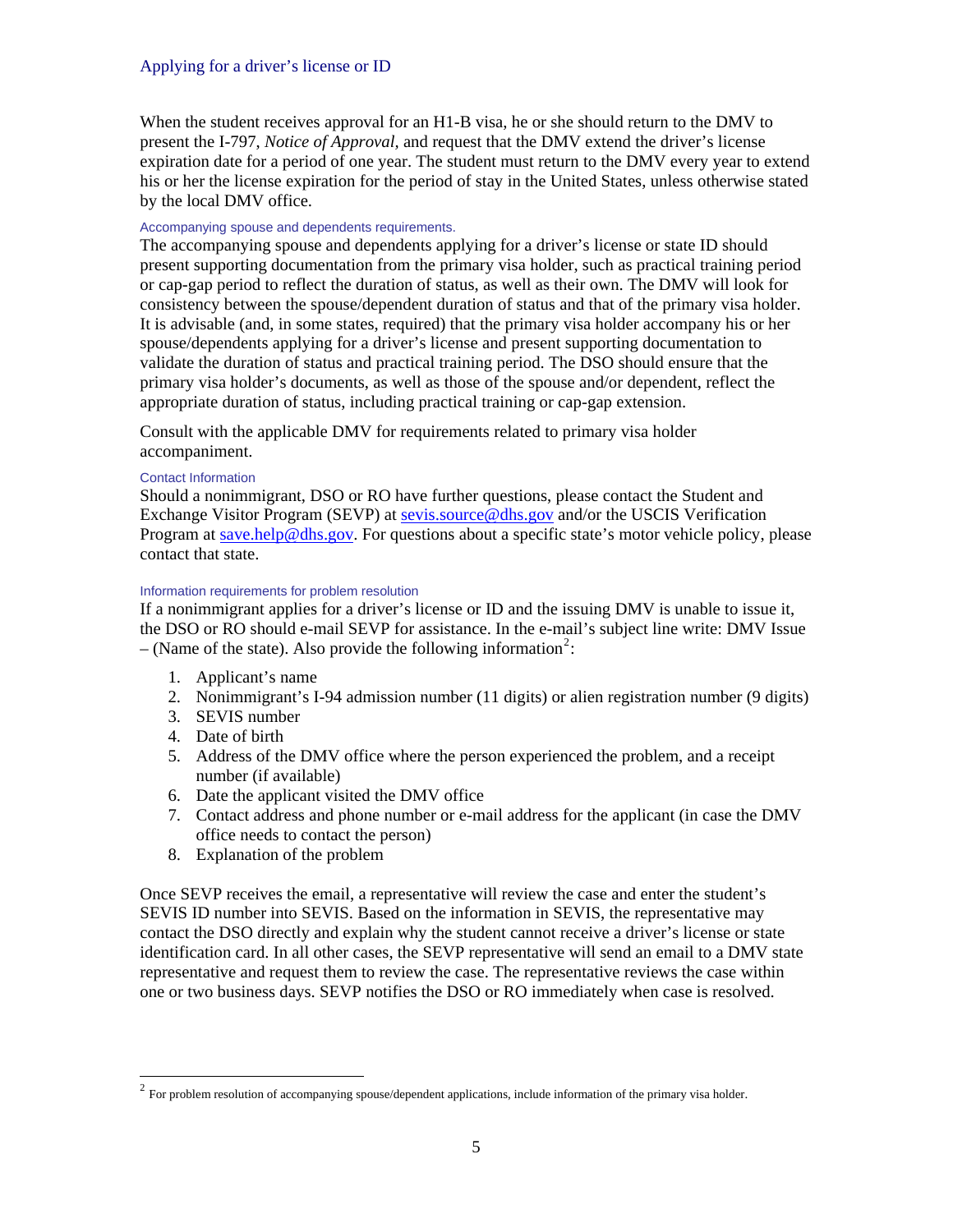## Applying for a driver's license or ID

When the student receives approval for an H1-B visa, he or she should return to the DMV to present the I-797, *Notice of Approval,* and request that the DMV extend the driver's license expiration date for a period of one year. The student must return to the DMV every year to extend his or her the license expiration for the period of stay in the United States, unless otherwise stated by the local DMV office.

### Accompanying spouse and dependents requirements.

The accompanying spouse and dependents applying for a driver's license or state ID should present supporting documentation from the primary visa holder, such as practical training period or cap-gap period to reflect the duration of status, as well as their own. The DMV will look for consistency between the spouse/dependent duration of status and that of the primary visa holder. It is advisable (and, in some states, required) that the primary visa holder accompany his or her spouse/dependents applying for a driver's license and present supporting documentation to validate the duration of status and practical training period. The DSO should ensure that the primary visa holder's documents, as well as those of the spouse and/or dependent, reflect the appropriate duration of status, including practical training or cap-gap extension.

Consult with the applicable DMV for requirements related to primary visa holder accompaniment.

### Contact Information

Should a nonimmigrant, DSO or RO have further questions, please contact the Student and Exchange Visitor Program (SEVP) at [sevis.source@dhs.gov](mailto:sevis.source@dhs.gov) and/or the USCIS Verification Program at [save.help@dhs.gov](mailto:save.help@dhs.gov). For questions about a specific state's motor vehicle policy, please contact that state.

### Information requirements for problem resolution

If a nonimmigrant applies for a driver's license or ID and the issuing DMV is unable to issue it, the DSO or RO should e-mail SEVP for assistance. In the e-mail's subject line write: DMV Issue – (Name of the state). Also provide the following information[2]:

1. Applicant's name
2. Nonimmigrant's I-94 admission number (11 digits) or alien registration number (9 digits)
3. SEVIS number
4. Date of birth
5. Address of the DMV office where the person experienced the problem, and a receipt number (if available)
6. Date the applicant visited the DMV office
7. Contact address and phone number or e-mail address for the applicant (in case the DMV office needs to contact the person)
8. Explanation of the problem

Once SEVP receives the email, a representative will review the case and enter the student's SEVIS ID number into SEVIS. Based on the information in SEVIS, the representative may contact the DSO directly and explain why the student cannot receive a driver's license or state identification card. In all other cases, the SEVP representative will send an email to a DMV state representative and request them to review the case. The representative reviews the case within one or two business days. SEVP notifies the DSO or RO immediately when case is resolved.

---

[2] For problem resolution of accompanying spouse/dependent applications, include information of the primary visa holder.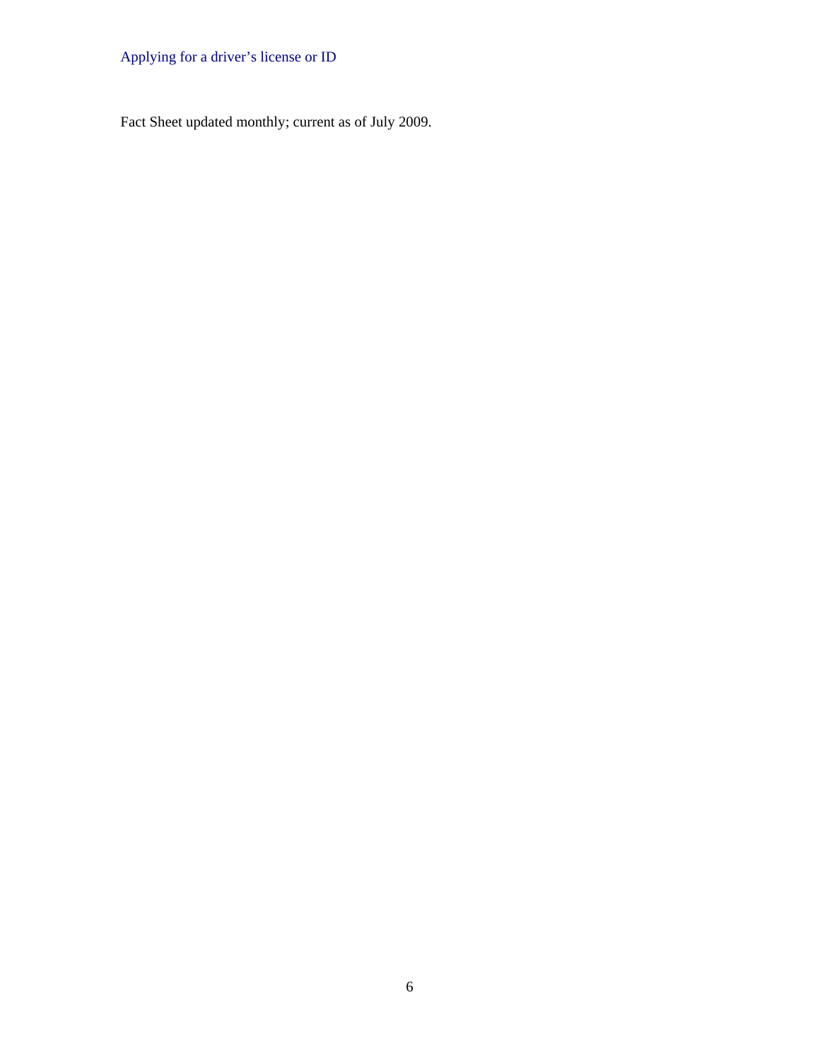Applying for a driver's license or ID

Fact Sheet updated monthly; current as of July 2009.